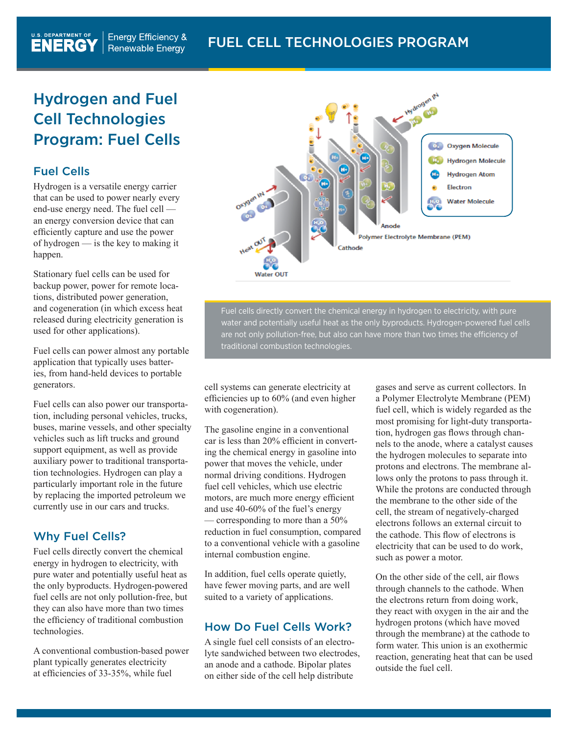# Hydrogen and Fuel Cell Technologies Program: Fuel Cells

## Fuel Cells

Hydrogen is a versatile energy carrier that can be used to power nearly every end-use energy need. The fuel cell — an energy conversion device that can efficiently capture and use the power of hydrogen — is the key to making it happen.

Stationary fuel cells can be used for backup power, power for remote locations, distributed power generation, and cogeneration (in which excess heat released during electricity generation is used for other applications).

Fuel cells can power almost any portable application that typically uses batteries, from hand-held devices to portable generators.

Fuel cells can also power our transportation, including personal vehicles, trucks, buses, marine vessels, and other specialty vehicles such as lift trucks and ground support equipment, as well as provide auxiliary power to traditional transportation technologies. Hydrogen can play a particularly important role in the future by replacing the imported petroleum we currently use in our cars and trucks.

Fuel cells directly convert the chemical energy in hydrogen to electricity, with pure water and potentially useful heat as the only byproducts. Hydrogen-powered fuel cells are not only pollution-free, but also can have more than two times the efficiency of traditional combustion technologies.

## Why Fuel Cells?

Fuel cells directly convert the chemical energy in hydrogen to electricity, with pure water and potentially useful heat as the only byproducts. Hydrogen-powered fuel cells are not only pollution-free, but they can also have more than two times the efficiency of traditional combustion technologies.

A conventional combustion-based power plant typically generates electricity at efficiencies of 33-35%, while fuel cell systems can generate electricity at efficiencies up to 60% (and even higher with cogeneration).

The gasoline engine in a conventional car is less than 20% efficient in converting the chemical energy in gasoline into power that moves the vehicle, under normal driving conditions. Hydrogen fuel cell vehicles, which use electric motors, are much more energy efficient and use 40-60% of the fuel's energy — corresponding to more than a 50% reduction in fuel consumption, compared to a conventional vehicle with a gasoline internal combustion engine.

In addition, fuel cells operate quietly, have fewer moving parts, and are well suited to a variety of applications.

## How Do Fuel Cells Work?

A single fuel cell consists of an electrolyte sandwiched between two electrodes, an anode and a cathode. Bipolar plates on either side of the cell help distribute gases and serve as current collectors. In a Polymer Electrolyte Membrane (PEM) fuel cell, which is widely regarded as the most promising for light-duty transportation, hydrogen gas flows through channels to the anode, where a catalyst causes the hydrogen molecules to separate into protons and electrons. The membrane allows only the protons to pass through it. While the protons are conducted through the membrane to the other side of the cell, the stream of negatively-charged electrons follows an external circuit to the cathode. This flow of electrons is electricity that can be used to do work, such as power a motor.

On the other side of the cell, air flows through channels to the cathode. When the electrons return from doing work, they react with oxygen in the air and the hydrogen protons (which have moved through the membrane) at the cathode to form water. This union is an exothermic reaction, generating heat that can be used outside the fuel cell.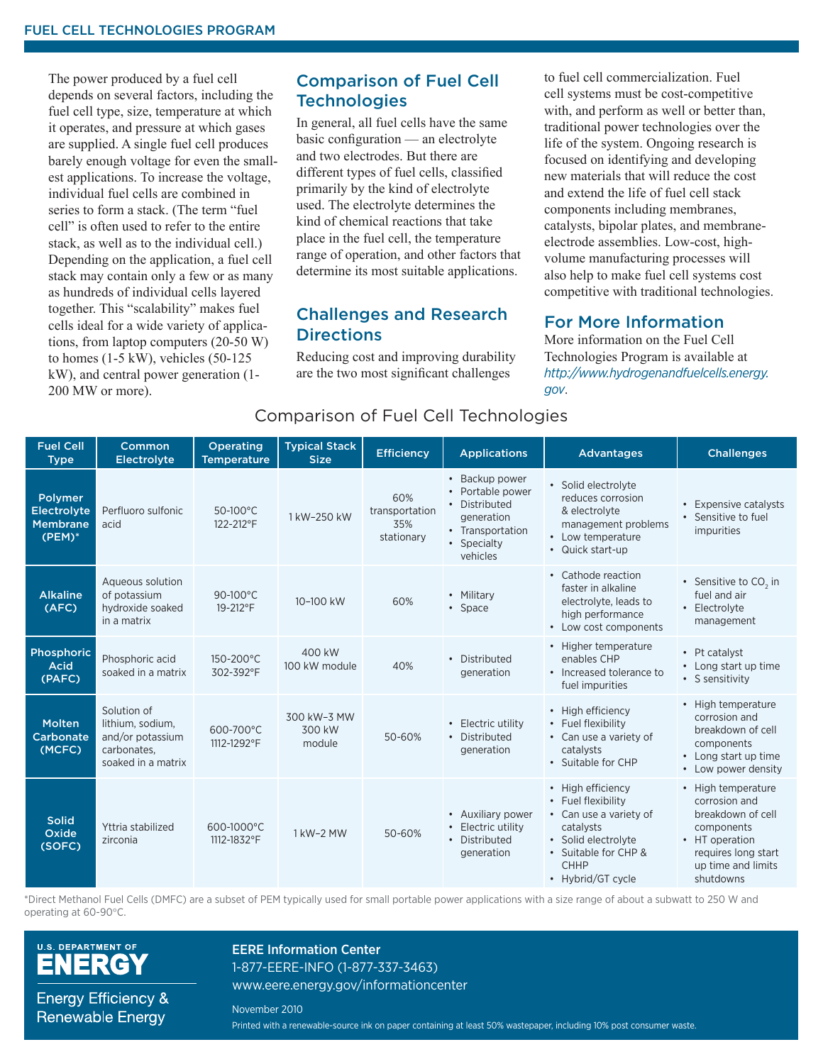The power produced by a fuel cell depends on several factors, including the fuel cell type, size, temperature at which it operates, and pressure at which gases are supplied. A single fuel cell produces barely enough voltage for even the smallest applications. To increase the voltage, individual fuel cells are combined in series to form a stack. (The term "fuel cell" is often used to refer to the entire stack, as well as to the individual cell.) Depending on the application, a fuel cell stack may contain only a few or as many as hundreds of individual cells layered together. This "scalability" makes fuel cells ideal for a wide variety of applications, from laptop computers (20-50 W) to homes (1-5 kW), vehicles (50-125 kW), and central power generation (1-200 MW or more).

## Comparison of Fuel Cell Technologies

In general, all fuel cells have the same basic configuration — an electrolyte and two electrodes. But there are different types of fuel cells, classified primarily by the kind of electrolyte used. The electrolyte determines the kind of chemical reactions that take place in the fuel cell, the temperature range of operation, and other factors that determine its most suitable applications.

## Challenges and Research Directions

Reducing cost and improving durability are the two most significant challenges to fuel cell commercialization. Fuel cell systems must be cost-competitive with, and perform as well or better than, traditional power technologies over the life of the system. Ongoing research is focused on identifying and developing new materials that will reduce the cost and extend the life of fuel cell stack components including membranes, catalysts, bipolar plates, and membrane-electrode assemblies. Low-cost, high-volume manufacturing processes will also help to make fuel cell systems cost competitive with traditional technologies.

## For More Information

More information on the Fuel Cell Technologies Program is available at *http://www.hydrogenandfuelcells.energy.gov*.

### Comparison of Fuel Cell Technologies

| Fuel Cell Type | Common Electrolyte | Operating Temperature | Typical Stack Size | Efficiency | Applications | Advantages | Challenges |
|---|---|---|---|---|---|---|---|
| Polymer Electrolyte Membrane (PEM)* | Perfluoro sulfonic acid | 50-100°C 122-212°F | 1 kW–250 kW | 60% transportation 35% stationary | • Backup power • Portable power • Distributed generation • Transportation • Specialty vehicles | • Solid electrolyte reduces corrosion & electrolyte management problems • Low temperature • Quick start-up | • Expensive catalysts • Sensitive to fuel impurities |
| Alkaline (AFC) | Aqueous solution of potassium hydroxide soaked in a matrix | 90-100°C 19-212°F | 10–100 kW | 60% | • Military • Space | • Cathode reaction faster in alkaline electrolyte, leads to high performance • Low cost components | • Sensitive to $CO_2$ in fuel and air • Electrolyte management |
| Phosphoric Acid (PAFC) | Phosphoric acid soaked in a matrix | 150-200°C 302-392°F | 400 kW 100 kW module | 40% | • Distributed generation | • Higher temperature enables CHP • Increased tolerance to fuel impurities | • Pt catalyst • Long start up time • S sensitivity |
| Molten Carbonate (MCFC) | Solution of lithium, sodium, and/or potassium carbonates, soaked in a matrix | 600-700°C 1112-1292°F | 300 kW–3 MW 300 kW module | 50-60% | • Electric utility • Distributed generation | • High efficiency • Fuel flexibility • Can use a variety of catalysts • Suitable for CHP | • High temperature corrosion and breakdown of cell components • Long start up time • Low power density |
| Solid Oxide (SOFC) | Yttria stabilized zirconia | 600-1000°C 1112-1832°F | 1 kW–2 MW | 50-60% | • Auxiliary power • Electric utility • Distributed generation | • High efficiency • Fuel flexibility • Can use a variety of catalysts • Solid electrolyte • Suitable for CHP & CHHP • Hybrid/GT cycle | • High temperature corrosion and breakdown of cell components • HT operation requires long start up time and limits shutdowns |

*Direct Methanol Fuel Cells (DMFC) are a subset of PEM typically used for small portable power applications with a size range of about a subwatt to 250 W and operating at 60-90°C.

U.S. DEPARTMENT OF ENERGY

Energy Efficiency & Renewable Energy

**EERE Information Center**
1-877-EERE-INFO (1-877-337-3463)
www.eere.energy.gov/informationcenter

November 2010

Printed with a renewable-source ink on paper containing at least 50% wastepaper, including 10% post consumer waste.